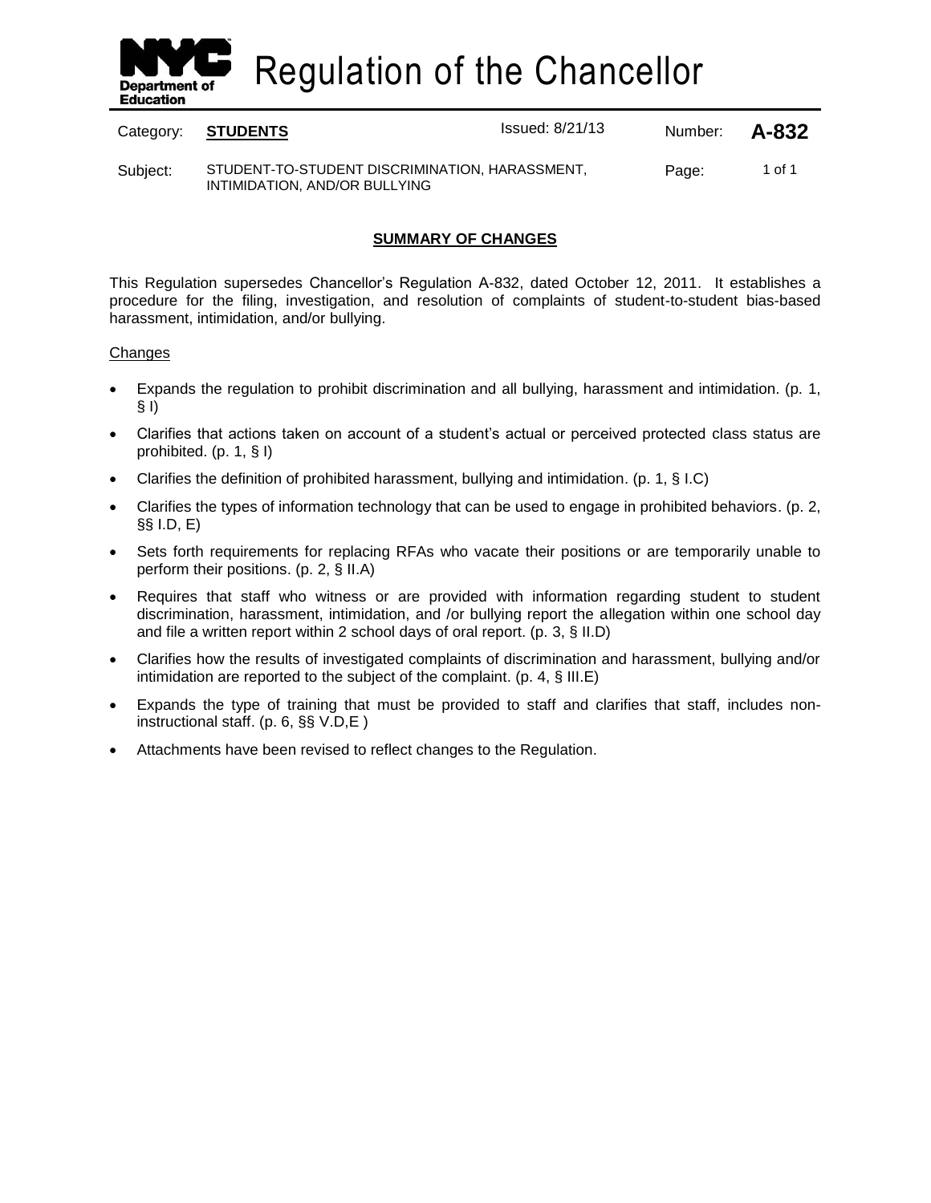# Regulation of the Chancellor

| Category: | **STUDENTS** | Issued: 8/21/13 | Number: | **A-832** |
|---|---|---|---|---|
| Subject: | STUDENT-TO-STUDENT DISCRIMINATION, HARASSMENT, INTIMIDATION, AND/OR BULLYING | | Page: | 1 of 1 |

## SUMMARY OF CHANGES

This Regulation supersedes Chancellor's Regulation A-832, dated October 12, 2011. It establishes a procedure for the filing, investigation, and resolution of complaints of student-to-student bias-based harassment, intimidation, and/or bullying.

Changes

- Expands the regulation to prohibit discrimination and all bullying, harassment and intimidation. (p. 1, § I)
- Clarifies that actions taken on account of a student's actual or perceived protected class status are prohibited. (p. 1, § I)
- Clarifies the definition of prohibited harassment, bullying and intimidation. (p. 1, § I.C)
- Clarifies the types of information technology that can be used to engage in prohibited behaviors. (p. 2, §§ I.D, E)
- Sets forth requirements for replacing RFAs who vacate their positions or are temporarily unable to perform their positions. (p. 2, § II.A)
- Requires that staff who witness or are provided with information regarding student to student discrimination, harassment, intimidation, and /or bullying report the allegation within one school day and file a written report within 2 school days of oral report. (p. 3, § II.D)
- Clarifies how the results of investigated complaints of discrimination and harassment, bullying and/or intimidation are reported to the subject of the complaint. (p. 4, § III.E)
- Expands the type of training that must be provided to staff and clarifies that staff, includes non-instructional staff. (p. 6, §§ V.D,E )
- Attachments have been revised to reflect changes to the Regulation.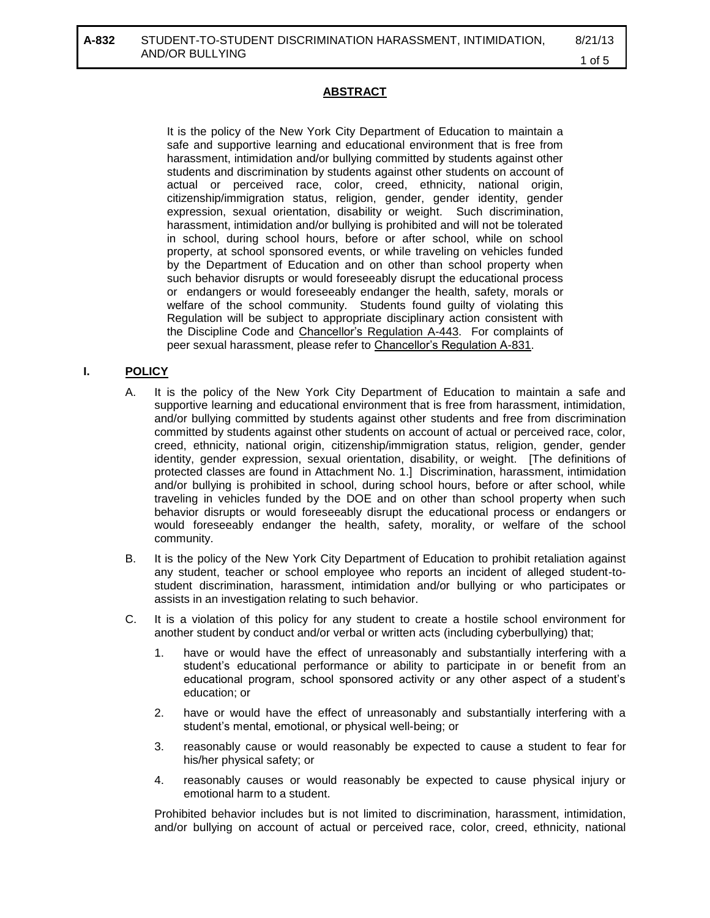## ABSTRACT

It is the policy of the New York City Department of Education to maintain a safe and supportive learning and educational environment that is free from harassment, intimidation and/or bullying committed by students against other students and discrimination by students against other students on account of actual or perceived race, color, creed, ethnicity, national origin, citizenship/immigration status, religion, gender, gender identity, gender expression, sexual orientation, disability or weight. Such discrimination, harassment, intimidation and/or bullying is prohibited and will not be tolerated in school, during school hours, before or after school, while on school property, at school sponsored events, or while traveling on vehicles funded by the Department of Education and on other than school property when such behavior disrupts or would foreseeably disrupt the educational process or endangers or would foreseeably endanger the health, safety, morals or welfare of the school community. Students found guilty of violating this Regulation will be subject to appropriate disciplinary action consistent with the Discipline Code and Chancellor's Regulation A-443. For complaints of peer sexual harassment, please refer to Chancellor's Regulation A-831.

## I. POLICY

A. It is the policy of the New York City Department of Education to maintain a safe and supportive learning and educational environment that is free from harassment, intimidation, and/or bullying committed by students against other students and free from discrimination committed by students against other students on account of actual or perceived race, color, creed, ethnicity, national origin, citizenship/immigration status, religion, gender, gender identity, gender expression, sexual orientation, disability, or weight. [The definitions of protected classes are found in Attachment No. 1.] Discrimination, harassment, intimidation and/or bullying is prohibited in school, during school hours, before or after school, while traveling in vehicles funded by the DOE and on other than school property when such behavior disrupts or would foreseeably disrupt the educational process or endangers or would foreseeably endanger the health, safety, morality, or welfare of the school community.

B. It is the policy of the New York City Department of Education to prohibit retaliation against any student, teacher or school employee who reports an incident of alleged student-to-student discrimination, harassment, intimidation and/or bullying or who participates or assists in an investigation relating to such behavior.

C. It is a violation of this policy for any student to create a hostile school environment for another student by conduct and/or verbal or written acts (including cyberbullying) that;

1. have or would have the effect of unreasonably and substantially interfering with a student's educational performance or ability to participate in or benefit from an educational program, school sponsored activity or any other aspect of a student's education; or
2. have or would have the effect of unreasonably and substantially interfering with a student's mental, emotional, or physical well-being; or
3. reasonably cause or would reasonably be expected to cause a student to fear for his/her physical safety; or
4. reasonably causes or would reasonably be expected to cause physical injury or emotional harm to a student.

Prohibited behavior includes but is not limited to discrimination, harassment, intimidation, and/or bullying on account of actual or perceived race, color, creed, ethnicity, national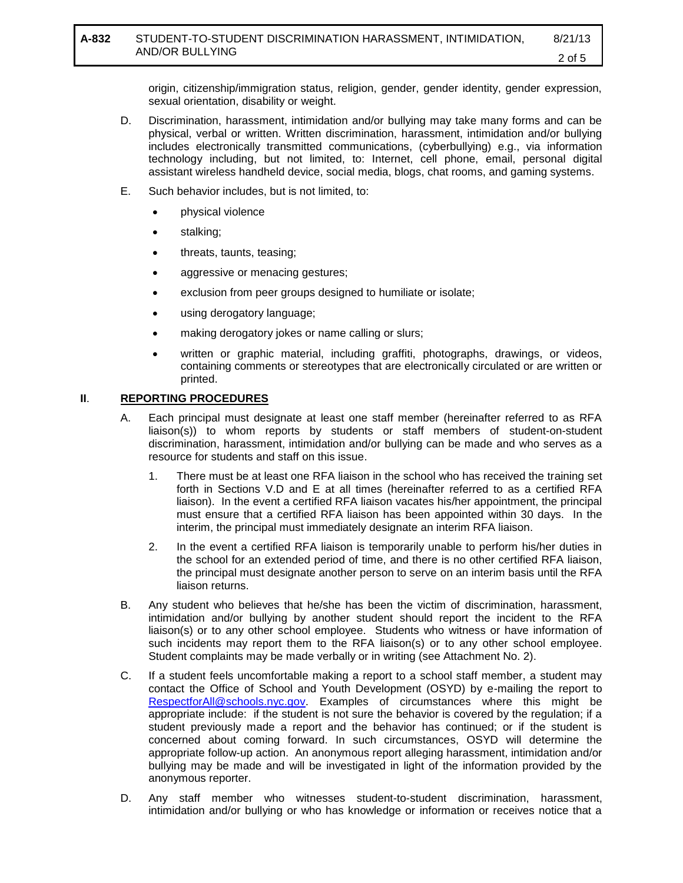origin, citizenship/immigration status, religion, gender, gender identity, gender expression, sexual orientation, disability or weight.

D. Discrimination, harassment, intimidation and/or bullying may take many forms and can be physical, verbal or written. Written discrimination, harassment, intimidation and/or bullying includes electronically transmitted communications, (cyberbullying) e.g., via information technology including, but not limited, to: Internet, cell phone, email, personal digital assistant wireless handheld device, social media, blogs, chat rooms, and gaming systems.

E. Such behavior includes, but is not limited, to:

- physical violence
- stalking;
- threats, taunts, teasing;
- aggressive or menacing gestures;
- exclusion from peer groups designed to humiliate or isolate;
- using derogatory language;
- making derogatory jokes or name calling or slurs;
- written or graphic material, including graffiti, photographs, drawings, or videos, containing comments or stereotypes that are electronically circulated or are written or printed.

## II. REPORTING PROCEDURES

A. Each principal must designate at least one staff member (hereinafter referred to as RFA liaison(s)) to whom reports by students or staff members of student-on-student discrimination, harassment, intimidation and/or bullying can be made and who serves as a resource for students and staff on this issue.

1. There must be at least one RFA liaison in the school who has received the training set forth in Sections V.D and E at all times (hereinafter referred to as a certified RFA liaison). In the event a certified RFA liaison vacates his/her appointment, the principal must ensure that a certified RFA liaison has been appointed within 30 days. In the interim, the principal must immediately designate an interim RFA liaison.

2. In the event a certified RFA liaison is temporarily unable to perform his/her duties in the school for an extended period of time, and there is no other certified RFA liaison, the principal must designate another person to serve on an interim basis until the RFA liaison returns.

B. Any student who believes that he/she has been the victim of discrimination, harassment, intimidation and/or bullying by another student should report the incident to the RFA liaison(s) or to any other school employee. Students who witness or have information of such incidents may report them to the RFA liaison(s) or to any other school employee. Student complaints may be made verbally or in writing (see Attachment No. 2).

C. If a student feels uncomfortable making a report to a school staff member, a student may contact the Office of School and Youth Development (OSYD) by e-mailing the report to RespectforAll@schools.nyc.gov. Examples of circumstances where this might be appropriate include: if the student is not sure the behavior is covered by the regulation; if a student previously made a report and the behavior has continued; or if the student is concerned about coming forward. In such circumstances, OSYD will determine the appropriate follow-up action. An anonymous report alleging harassment, intimidation and/or bullying may be made and will be investigated in light of the information provided by the anonymous reporter.

D. Any staff member who witnesses student-to-student discrimination, harassment, intimidation and/or bullying or who has knowledge or information or receives notice that a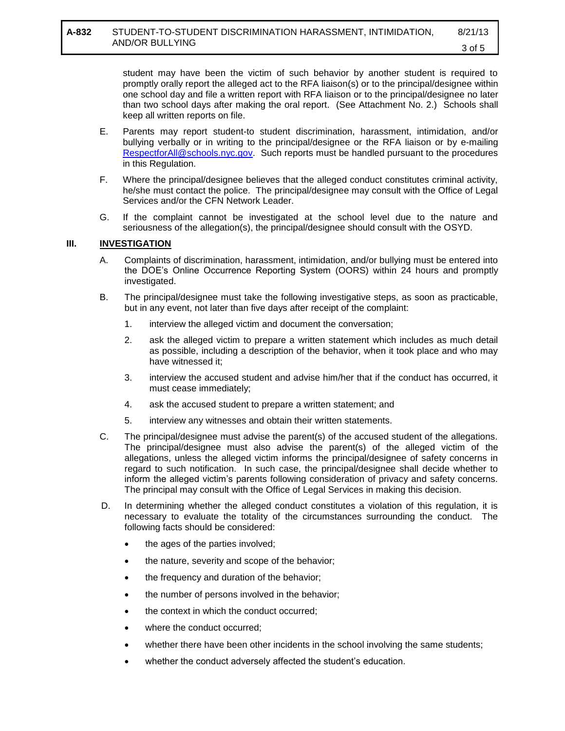student may have been the victim of such behavior by another student is required to promptly orally report the alleged act to the RFA liaison(s) or to the principal/designee within one school day and file a written report with RFA liaison or to the principal/designee no later than two school days after making the oral report. (See Attachment No. 2.) Schools shall keep all written reports on file.

E. Parents may report student-to student discrimination, harassment, intimidation, and/or bullying verbally or in writing to the principal/designee or the RFA liaison or by e-mailing RespectforAll@schools.nyc.gov. Such reports must be handled pursuant to the procedures in this Regulation.

F. Where the principal/designee believes that the alleged conduct constitutes criminal activity, he/she must contact the police. The principal/designee may consult with the Office of Legal Services and/or the CFN Network Leader.

G. If the complaint cannot be investigated at the school level due to the nature and seriousness of the allegation(s), the principal/designee should consult with the OSYD.

## III. INVESTIGATION

A. Complaints of discrimination, harassment, intimidation, and/or bullying must be entered into the DOE's Online Occurrence Reporting System (OORS) within 24 hours and promptly investigated.

B. The principal/designee must take the following investigative steps, as soon as practicable, but in any event, not later than five days after receipt of the complaint:

1. interview the alleged victim and document the conversation;
2. ask the alleged victim to prepare a written statement which includes as much detail as possible, including a description of the behavior, when it took place and who may have witnessed it;
3. interview the accused student and advise him/her that if the conduct has occurred, it must cease immediately;
4. ask the accused student to prepare a written statement; and
5. interview any witnesses and obtain their written statements.

C. The principal/designee must advise the parent(s) of the accused student of the allegations. The principal/designee must also advise the parent(s) of the alleged victim of the allegations, unless the alleged victim informs the principal/designee of safety concerns in regard to such notification. In such case, the principal/designee shall decide whether to inform the alleged victim's parents following consideration of privacy and safety concerns. The principal may consult with the Office of Legal Services in making this decision.

D. In determining whether the alleged conduct constitutes a violation of this regulation, it is necessary to evaluate the totality of the circumstances surrounding the conduct. The following facts should be considered:

- the ages of the parties involved;
- the nature, severity and scope of the behavior;
- the frequency and duration of the behavior;
- the number of persons involved in the behavior;
- the context in which the conduct occurred;
- where the conduct occurred;
- whether there have been other incidents in the school involving the same students;
- whether the conduct adversely affected the student's education.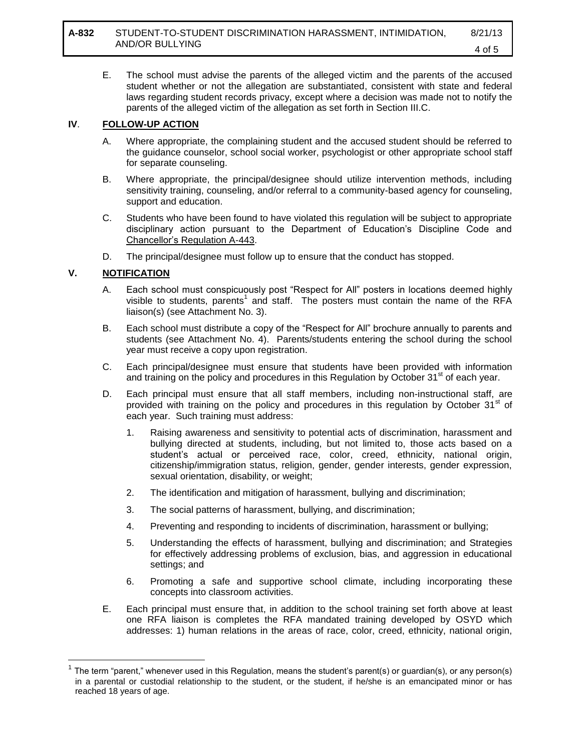E. The school must advise the parents of the alleged victim and the parents of the accused student whether or not the allegation are substantiated, consistent with state and federal laws regarding student records privacy, except where a decision was made not to notify the parents of the alleged victim of the allegation as set forth in Section III.C.

## IV. FOLLOW-UP ACTION

A. Where appropriate, the complaining student and the accused student should be referred to the guidance counselor, school social worker, psychologist or other appropriate school staff for separate counseling.

B. Where appropriate, the principal/designee should utilize intervention methods, including sensitivity training, counseling, and/or referral to a community-based agency for counseling, support and education.

C. Students who have been found to have violated this regulation will be subject to appropriate disciplinary action pursuant to the Department of Education's Discipline Code and Chancellor's Regulation A-443.

D. The principal/designee must follow up to ensure that the conduct has stopped.

## V. NOTIFICATION

A. Each school must conspicuously post "Respect for All" posters in locations deemed highly visible to students, parents[1] and staff. The posters must contain the name of the RFA liaison(s) (see Attachment No. 3).

B. Each school must distribute a copy of the "Respect for All" brochure annually to parents and students (see Attachment No. 4). Parents/students entering the school during the school year must receive a copy upon registration.

C. Each principal/designee must ensure that students have been provided with information and training on the policy and procedures in this Regulation by October 31st of each year.

D. Each principal must ensure that all staff members, including non-instructional staff, are provided with training on the policy and procedures in this regulation by October 31st of each year. Such training must address:

1. Raising awareness and sensitivity to potential acts of discrimination, harassment and bullying directed at students, including, but not limited to, those acts based on a student's actual or perceived race, color, creed, ethnicity, national origin, citizenship/immigration status, religion, gender, gender interests, gender expression, sexual orientation, disability, or weight;

2. The identification and mitigation of harassment, bullying and discrimination;

3. The social patterns of harassment, bullying, and discrimination;

4. Preventing and responding to incidents of discrimination, harassment or bullying;

5. Understanding the effects of harassment, bullying and discrimination; and Strategies for effectively addressing problems of exclusion, bias, and aggression in educational settings; and

6. Promoting a safe and supportive school climate, including incorporating these concepts into classroom activities.

E. Each principal must ensure that, in addition to the school training set forth above at least one RFA liaison is completes the RFA mandated training developed by OSYD which addresses: 1) human relations in the areas of race, color, creed, ethnicity, national origin,

---

[1] The term "parent," whenever used in this Regulation, means the student's parent(s) or guardian(s), or any person(s) in a parental or custodial relationship to the student, or the student, if he/she is an emancipated minor or has reached 18 years of age.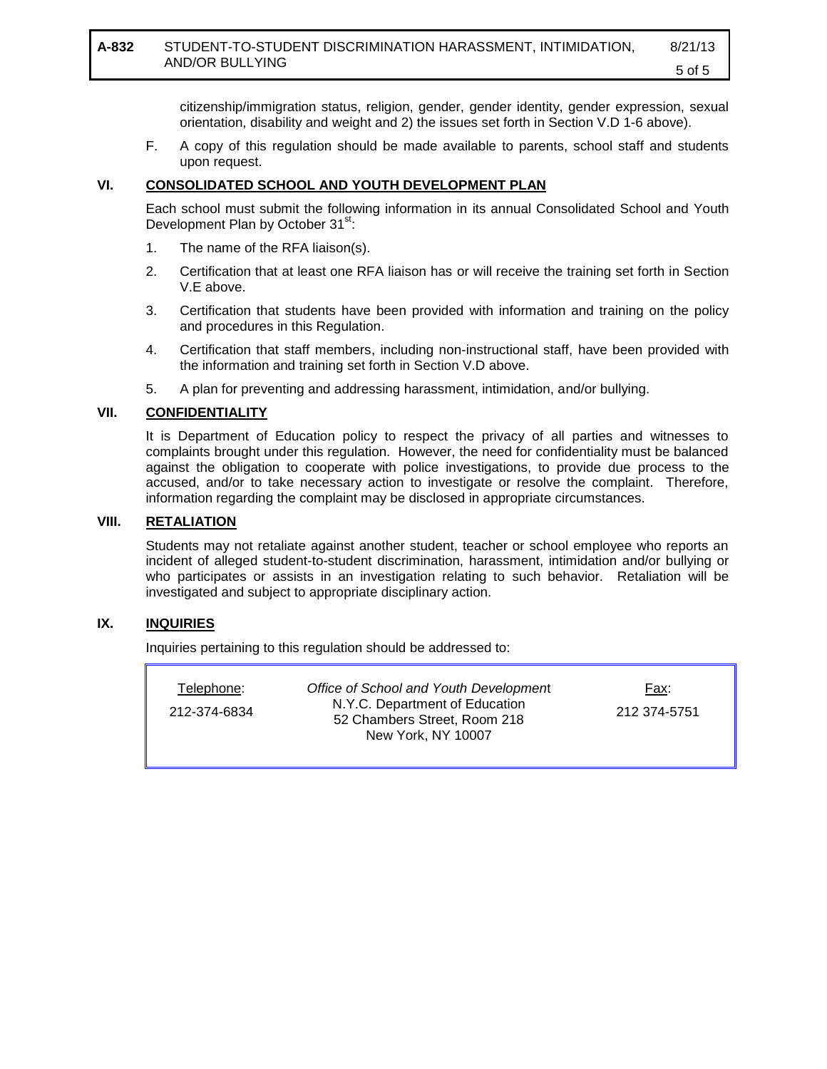citizenship/immigration status, religion, gender, gender identity, gender expression, sexual orientation, disability and weight and 2) the issues set forth in Section V.D 1-6 above).

F. A copy of this regulation should be made available to parents, school staff and students upon request.

## VI. CONSOLIDATED SCHOOL AND YOUTH DEVELOPMENT PLAN

Each school must submit the following information in its annual Consolidated School and Youth Development Plan by October 31st:

1. The name of the RFA liaison(s).
2. Certification that at least one RFA liaison has or will receive the training set forth in Section V.E above.
3. Certification that students have been provided with information and training on the policy and procedures in this Regulation.
4. Certification that staff members, including non-instructional staff, have been provided with the information and training set forth in Section V.D above.
5. A plan for preventing and addressing harassment, intimidation, and/or bullying.

## VII. CONFIDENTIALITY

It is Department of Education policy to respect the privacy of all parties and witnesses to complaints brought under this regulation. However, the need for confidentiality must be balanced against the obligation to cooperate with police investigations, to provide due process to the accused, and/or to take necessary action to investigate or resolve the complaint. Therefore, information regarding the complaint may be disclosed in appropriate circumstances.

## VIII. RETALIATION

Students may not retaliate against another student, teacher or school employee who reports an incident of alleged student-to-student discrimination, harassment, intimidation and/or bullying or who participates or assists in an investigation relating to such behavior. Retaliation will be investigated and subject to appropriate disciplinary action.

## IX. INQUIRIES

Inquiries pertaining to this regulation should be addressed to:

| Telephone: | *Office of School and Youth Development* | Fax: |
|---|---|---|
| 212-374-6834 | N.Y.C. Department of Education<br>52 Chambers Street, Room 218<br>New York, NY 10007 | 212 374-5751 |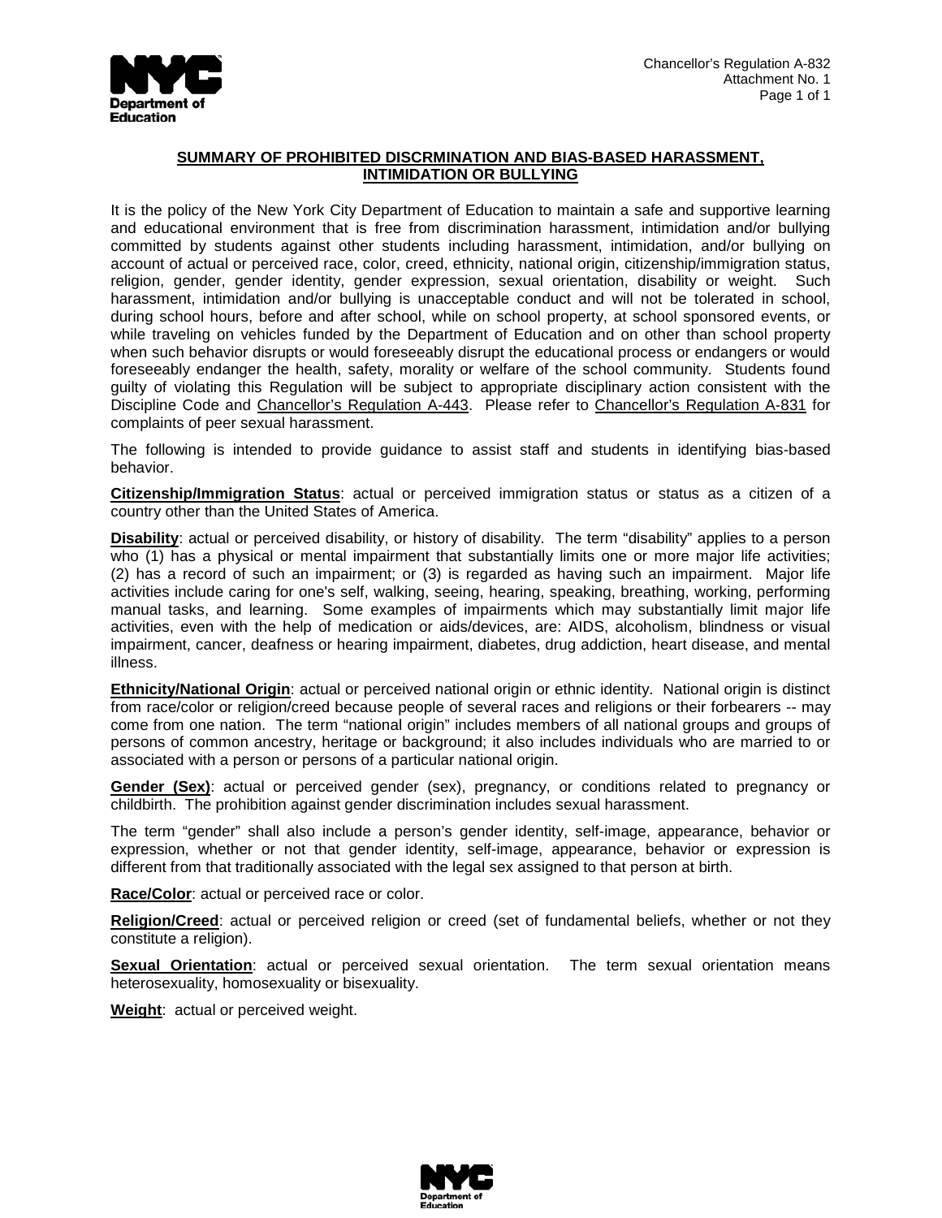## SUMMARY OF PROHIBITED DISCRMINATION AND BIAS-BASED HARASSMENT, INTIMIDATION OR BULLYING

It is the policy of the New York City Department of Education to maintain a safe and supportive learning and educational environment that is free from discrimination harassment, intimidation and/or bullying committed by students against other students including harassment, intimidation, and/or bullying on account of actual or perceived race, color, creed, ethnicity, national origin, citizenship/immigration status, religion, gender, gender identity, gender expression, sexual orientation, disability or weight. Such harassment, intimidation and/or bullying is unacceptable conduct and will not be tolerated in school, during school hours, before and after school, while on school property, at school sponsored events, or while traveling on vehicles funded by the Department of Education and on other than school property when such behavior disrupts or would foreseeably disrupt the educational process or endangers or would foreseeably endanger the health, safety, morality or welfare of the school community. Students found guilty of violating this Regulation will be subject to appropriate disciplinary action consistent with the Discipline Code and Chancellor's Regulation A-443. Please refer to Chancellor's Regulation A-831 for complaints of peer sexual harassment.

The following is intended to provide guidance to assist staff and students in identifying bias-based behavior.

**Citizenship/Immigration Status**: actual or perceived immigration status or status as a citizen of a country other than the United States of America.

**Disability**: actual or perceived disability, or history of disability. The term "disability" applies to a person who (1) has a physical or mental impairment that substantially limits one or more major life activities; (2) has a record of such an impairment; or (3) is regarded as having such an impairment. Major life activities include caring for one's self, walking, seeing, hearing, speaking, breathing, working, performing manual tasks, and learning. Some examples of impairments which may substantially limit major life activities, even with the help of medication or aids/devices, are: AIDS, alcoholism, blindness or visual impairment, cancer, deafness or hearing impairment, diabetes, drug addiction, heart disease, and mental illness.

**Ethnicity/National Origin**: actual or perceived national origin or ethnic identity. National origin is distinct from race/color or religion/creed because people of several races and religions or their forbearers -- may come from one nation. The term "national origin" includes members of all national groups and groups of persons of common ancestry, heritage or background; it also includes individuals who are married to or associated with a person or persons of a particular national origin.

**Gender (Sex)**: actual or perceived gender (sex), pregnancy, or conditions related to pregnancy or childbirth. The prohibition against gender discrimination includes sexual harassment.

The term "gender" shall also include a person's gender identity, self-image, appearance, behavior or expression, whether or not that gender identity, self-image, appearance, behavior or expression is different from that traditionally associated with the legal sex assigned to that person at birth.

**Race/Color**: actual or perceived race or color.

**Religion/Creed**: actual or perceived religion or creed (set of fundamental beliefs, whether or not they constitute a religion).

**Sexual Orientation**: actual or perceived sexual orientation. The term sexual orientation means heterosexuality, homosexuality or bisexuality.

**Weight**: actual or perceived weight.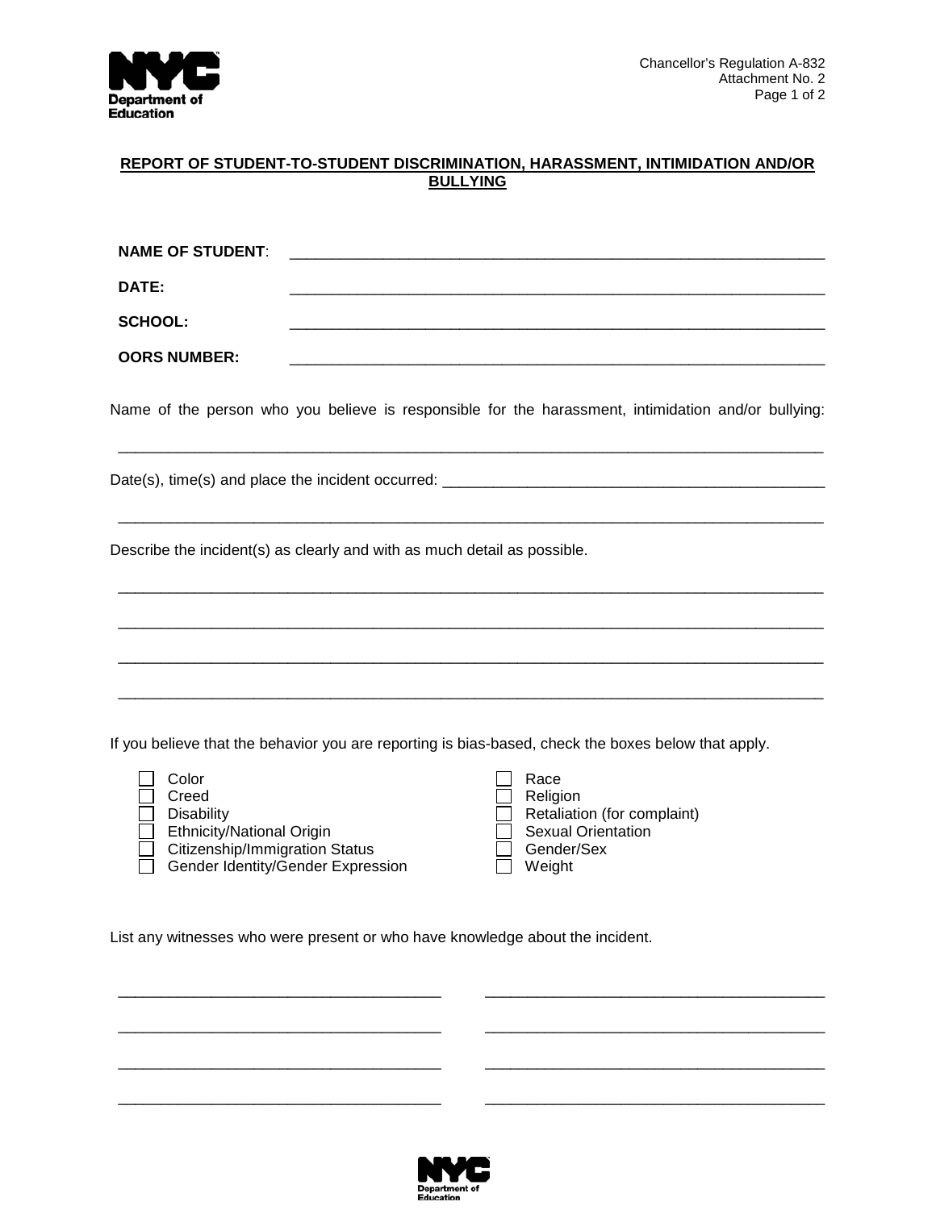Chancellor's Regulation A-832
Attachment No. 2

## REPORT OF STUDENT-TO-STUDENT DISCRIMINATION, HARASSMENT, INTIMIDATION AND/OR BULLYING

**NAME OF STUDENT**: ____________________________________________

**DATE:** ____________________________________________

**SCHOOL:** ____________________________________________

**OORS NUMBER:** ____________________________________________

Name of the person who you believe is responsible for the harassment, intimidation and/or bullying:

____________________________________________________________________

Date(s), time(s) and place the incident occurred: ______________________________

____________________________________________________________________

Describe the incident(s) as clearly and with as much detail as possible.

____________________________________________________________________

____________________________________________________________________

____________________________________________________________________

____________________________________________________________________

If you believe that the behavior you are reporting is bias-based, check the boxes below that apply.

- ☐ Color
- ☐ Creed
- ☐ Disability
- ☐ Ethnicity/National Origin
- ☐ Citizenship/Immigration Status
- ☐ Gender Identity/Gender Expression
- ☐ Race
- ☐ Religion
- ☐ Retaliation (for complaint)
- ☐ Sexual Orientation
- ☐ Gender/Sex
- ☐ Weight

List any witnesses who were present or who have knowledge about the incident.

______________________________ ______________________________

______________________________ ______________________________

______________________________ ______________________________

______________________________ ______________________________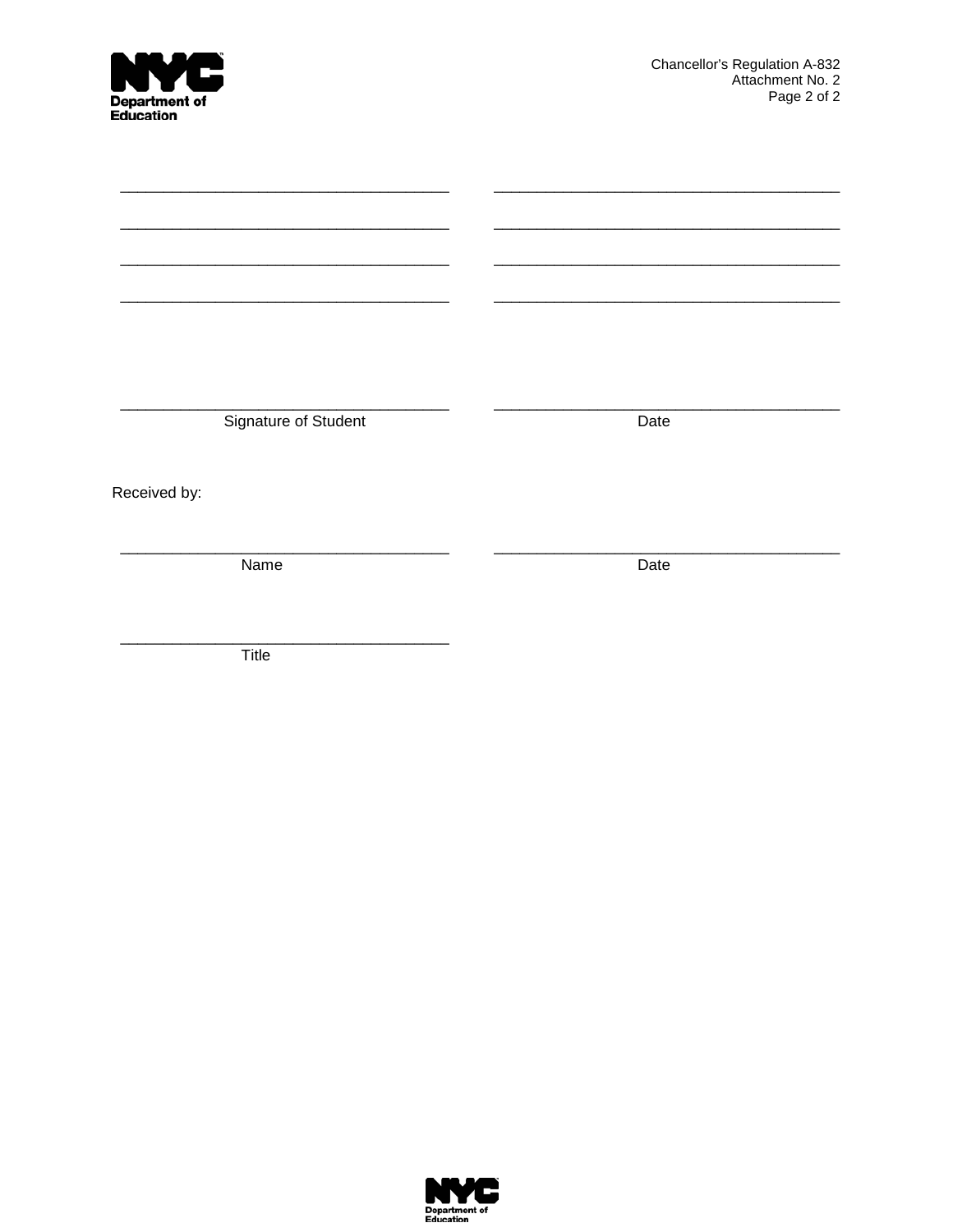_______________________________________ _______________________________________

_______________________________________ _______________________________________

_______________________________________ _______________________________________

_______________________________________ _______________________________________

| _______________________________________ | _______________________________________ |
|---|---|
| Signature of Student | Date |

Received by:

| _______________________________________ | _______________________________________ |
|---|---|
| Name | Date |

_______________________________________
Title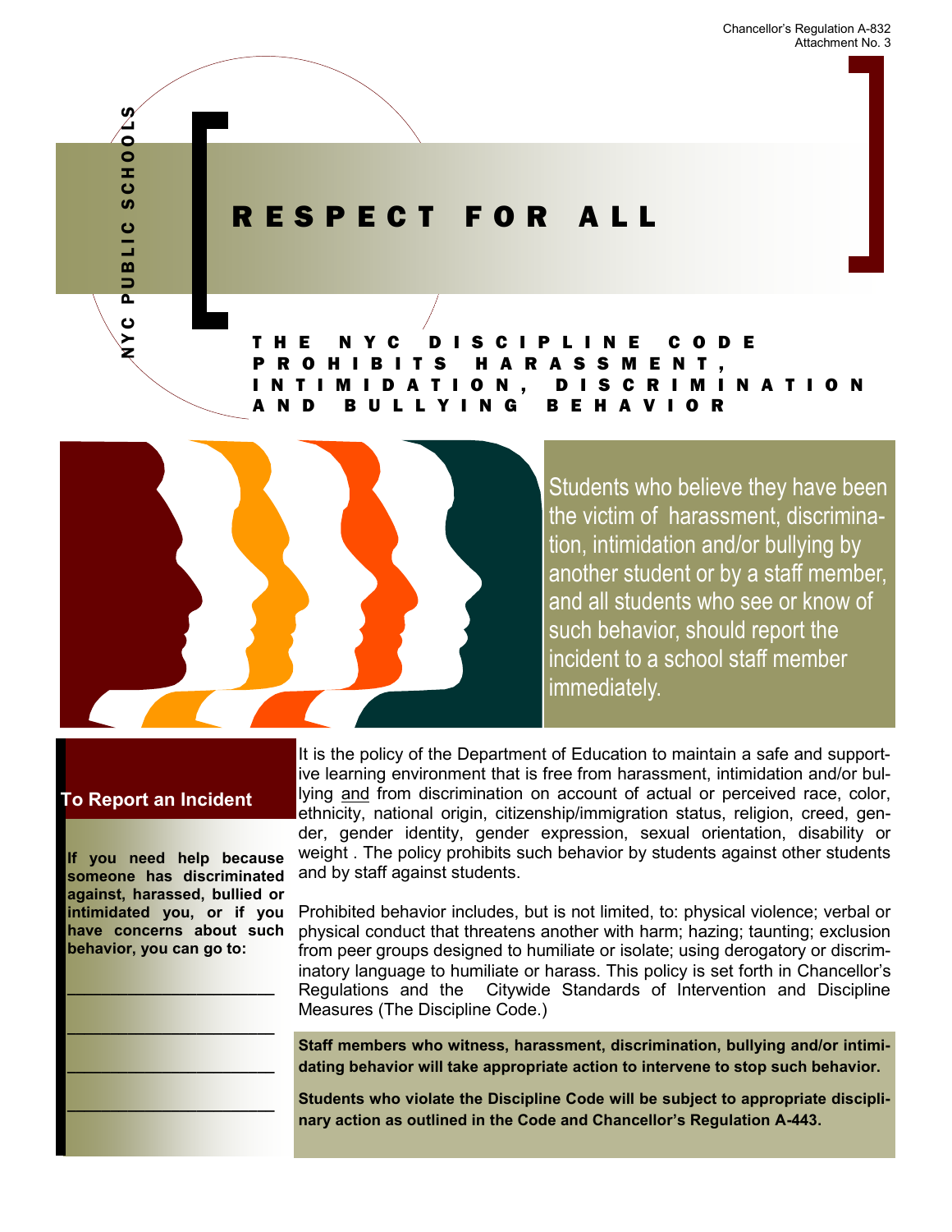Chancellor's Regulation A-832
Attachment No. 3

NYC PUBLIC SCHOOLS

# RESPECT FOR ALL

## THE NYC DISCIPLINE CODE PROHIBITS HARASSMENT, INTIMIDATION, DISCRIMINATION AND BULLYING BEHAVIOR

Students who believe they have been the victim of harassment, discrimination, intimidation and/or bullying by another student or by a staff member, and all students who see or know of such behavior, should report the incident to a school staff member immediately.

### To Report an Incident

**If you need help because someone has discriminated against, harassed, bullied or intimidated you, or if you have concerns about such behavior, you can go to:**

______________________

______________________

______________________

______________________

It is the policy of the Department of Education to maintain a safe and supportive learning environment that is free from harassment, intimidation and/or bullying <u>and</u> from discrimination on account of actual or perceived race, color, ethnicity, national origin, citizenship/immigration status, religion, creed, gender, gender identity, gender expression, sexual orientation, disability or weight . The policy prohibits such behavior by students against other students and by staff against students.

Prohibited behavior includes, but is not limited, to: physical violence; verbal or physical conduct that threatens another with harm; hazing; taunting; exclusion from peer groups designed to humiliate or isolate; using derogatory or discriminatory language to humiliate or harass. This policy is set forth in Chancellor's Regulations and the Citywide Standards of Intervention and Discipline Measures (The Discipline Code.)

**Staff members who witness, harassment, discrimination, bullying and/or intimidating behavior will take appropriate action to intervene to stop such behavior.**

**Students who violate the Discipline Code will be subject to appropriate disciplinary action as outlined in the Code and Chancellor's Regulation A-443.**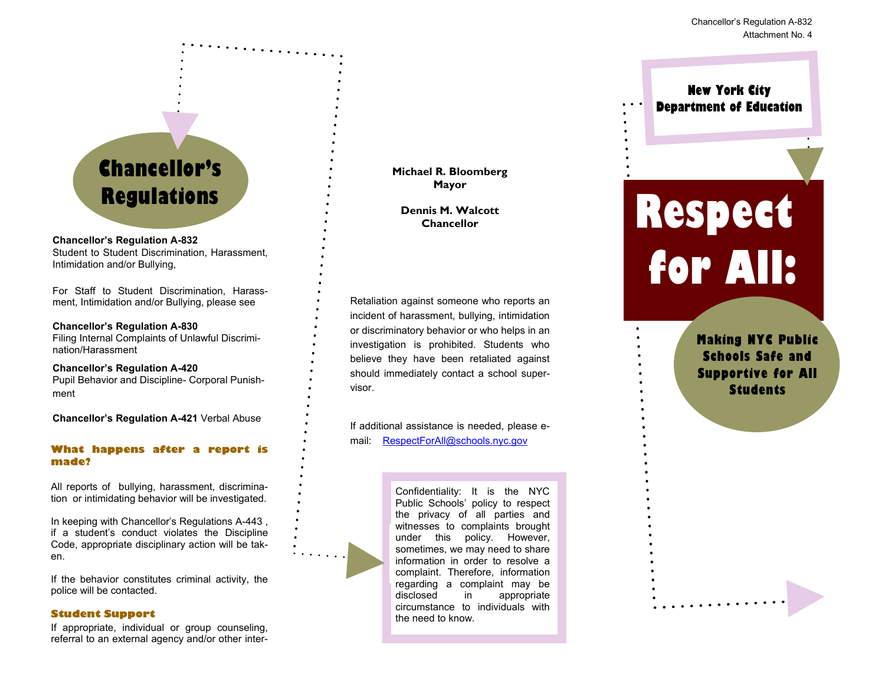# Chancellor's Regulations

**Chancellor's Regulation A-832**
Student to Student Discrimination, Harassment, Intimidation and/or Bullying,

For Staff to Student Discrimination, Harassment, Intimidation and/or Bullying, please see

**Chancellor's Regulation A-830**
Filing Internal Complaints of Unlawful Discrimination/Harassment

**Chancellor's Regulation A-420**
Pupil Behavior and Discipline- Corporal Punishment

**Chancellor's Regulation A-421** Verbal Abuse

### What happens after a report is made?

All reports of bullying, harassment, discrimination or intimidating behavior will be investigated.

In keeping with Chancellor's Regulations A-443 , if a student's conduct violates the Discipline Code, appropriate disciplinary action will be taken.

If the behavior constitutes criminal activity, the police will be contacted.

### Student Support

If appropriate, individual or group counseling, referral to an external agency and/or other inter-

**Michael R. Bloomberg**
**Mayor**

**Dennis M. Walcott**
**Chancellor**

Retaliation against someone who reports an incident of harassment, bullying, intimidation or discriminatory behavior or who helps in an investigation is prohibited. Students who believe they have been retaliated against should immediately contact a school supervisor.

If additional assistance is needed, please e-mail: RespectForAll@schools.nyc.gov

Confidentiality: It is the NYC Public Schools' policy to respect the privacy of all parties and witnesses to complaints brought under this policy. However, sometimes, we may need to share information in order to resolve a complaint. Therefore, information regarding a complaint may be disclosed in appropriate circumstance to individuals with the need to know.

Chancellor's Regulation A-832
Attachment No. 4

**New York City Department of Education**

# Respect for All:

## Making NYC Public Schools Safe and Supportive for All Students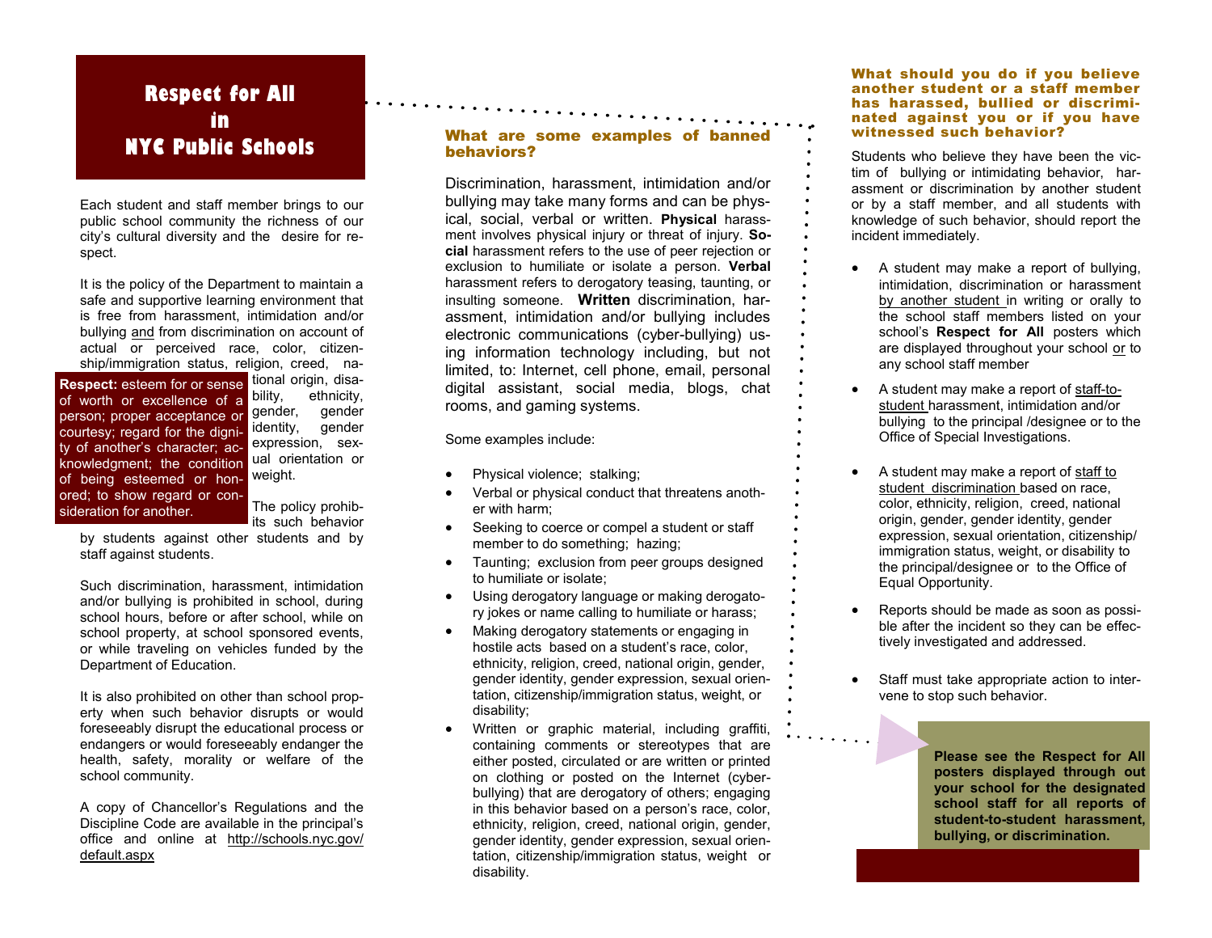# Respect for All in NYC Public Schools

Each student and staff member brings to our public school community the richness of our city's cultural diversity and the desire for respect.

It is the policy of the Department to maintain a safe and supportive learning environment that is free from harassment, intimidation and/or bullying and from discrimination on account of actual or perceived race, color, citizenship/immigration status, religion, creed, national origin, disability, ethnicity, gender, gender identity, gender expression, sexual orientation or weight.

**Respect:** esteem for or sense of worth or excellence of a person; proper acceptance or courtesy; regard for the dignity of another's character; acknowledgment; the condition of being esteemed or honored; to show regard or consideration for another.

The policy prohibits such behavior by students against other students and by staff against students.

Such discrimination, harassment, intimidation and/or bullying is prohibited in school, during school hours, before or after school, while on school property, at school sponsored events, or while traveling on vehicles funded by the Department of Education.

It is also prohibited on other than school property when such behavior disrupts or would foreseeably disrupt the educational process or endangers or would foreseeably endanger the health, safety, morality or welfare of the school community.

A copy of Chancellor's Regulations and the Discipline Code are available in the principal's office and online at http://schools.nyc.gov/default.aspx

## What are some examples of banned behaviors?

Discrimination, harassment, intimidation and/or bullying may take many forms and can be physical, social, verbal or written. **Physical** harassment involves physical injury or threat of injury. **Social** harassment refers to the use of peer rejection or exclusion to humiliate or isolate a person. **Verbal** harassment refers to derogatory teasing, taunting, or insulting someone. **Written** discrimination, harassment, intimidation and/or bullying includes electronic communications (cyber-bullying) using information technology including, but not limited, to: Internet, cell phone, email, personal digital assistant, social media, blogs, chat rooms, and gaming systems.

Some examples include:

- Physical violence; stalking;
- Verbal or physical conduct that threatens another with harm;
- Seeking to coerce or compel a student or staff member to do something; hazing;
- Taunting; exclusion from peer groups designed to humiliate or isolate;
- Using derogatory language or making derogatory jokes or name calling to humiliate or harass;
- Making derogatory statements or engaging in hostile acts based on a student's race, color, ethnicity, religion, creed, national origin, gender, gender identity, gender expression, sexual orientation, citizenship/immigration status, weight, or disability;
- Written or graphic material, including graffiti, containing comments or stereotypes that are either posted, circulated or are written or printed on clothing or posted on the Internet (cyber-bullying) that are derogatory of others; engaging in this behavior based on a person's race, color, ethnicity, religion, creed, national origin, gender, gender identity, gender expression, sexual orientation, citizenship/immigration status, weight or disability.

## What should you do if you believe another student or a staff member has harassed, bullied or discriminated against you or if you have witnessed such behavior?

Students who believe they have been the victim of bullying or intimidating behavior, harassment or discrimination by another student or by a staff member, and all students with knowledge of such behavior, should report the incident immediately.

- A student may make a report of bullying, intimidation, discrimination or harassment by another student in writing or orally to the school staff members listed on your school's **Respect for All** posters which are displayed throughout your school or to any school staff member
- A student may make a report of staff-to-student harassment, intimidation and/or bullying to the principal /designee or to the Office of Special Investigations.
- A student may make a report of staff to student discrimination based on race, color, ethnicity, religion, creed, national origin, gender, gender identity, gender expression, sexual orientation, citizenship/immigration status, weight, or disability to the principal/designee or to the Office of Equal Opportunity.
- Reports should be made as soon as possible after the incident so they can be effectively investigated and addressed.
- Staff must take appropriate action to intervene to stop such behavior.

**Please see the Respect for All posters displayed through out your school for the designated school staff for all reports of student-to-student harassment, bullying, or discrimination.**